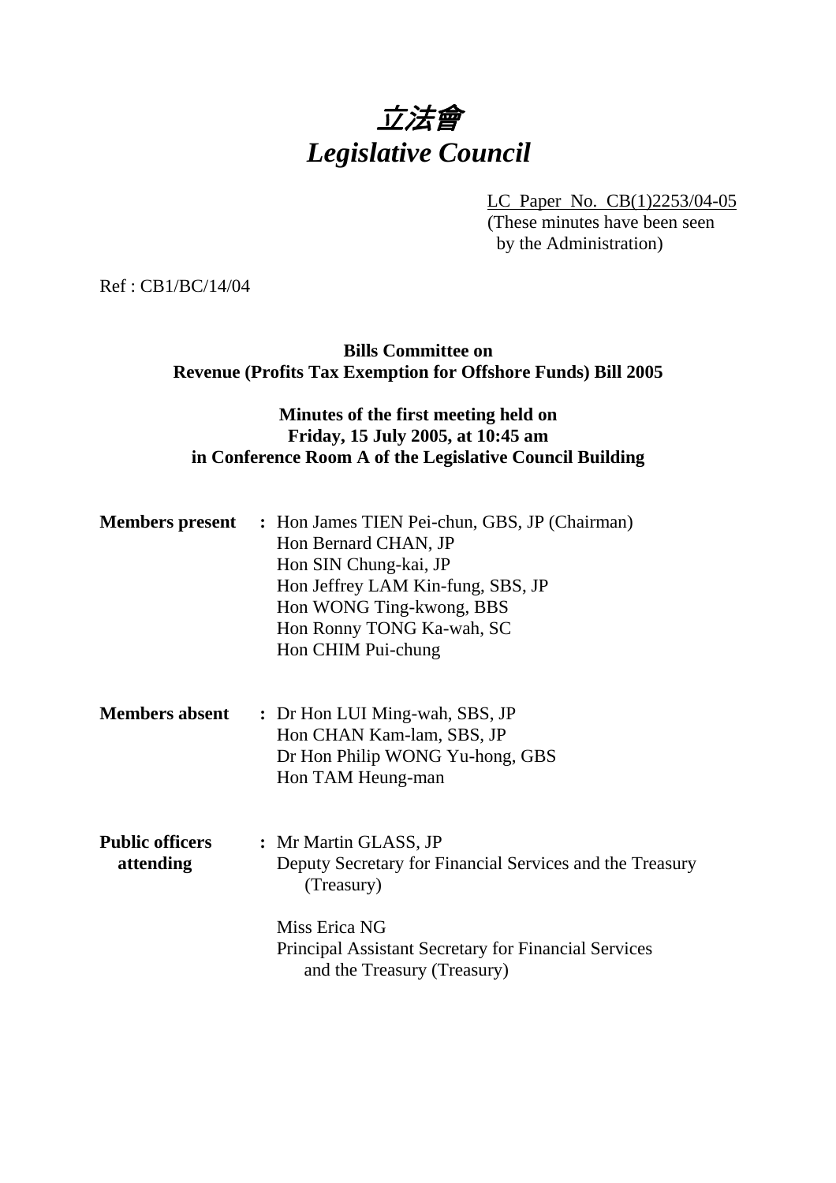# 立法會
# *Legislative Council*

LC Paper No. CB(1)2253/04-05
(These minutes have been seen by the Administration)

Ref : CB1/BC/14/04

**Bills Committee on**
**Revenue (Profits Tax Exemption for Offshore Funds) Bill 2005**

**Minutes of the first meeting held on**
**Friday, 15 July 2005, at 10:45 am**
**in Conference Room A of the Legislative Council Building**

**Members present** : Hon James TIEN Pei-chun, GBS, JP (Chairman)
Hon Bernard CHAN, JP
Hon SIN Chung-kai, JP
Hon Jeffrey LAM Kin-fung, SBS, JP
Hon WONG Ting-kwong, BBS
Hon Ronny TONG Ka-wah, SC
Hon CHIM Pui-chung

**Members absent** : Dr Hon LUI Ming-wah, SBS, JP
Hon CHAN Kam-lam, SBS, JP
Dr Hon Philip WONG Yu-hong, GBS
Hon TAM Heung-man

**Public officers attending** : Mr Martin GLASS, JP
Deputy Secretary for Financial Services and the Treasury (Treasury)

Miss Erica NG
Principal Assistant Secretary for Financial Services and the Treasury (Treasury)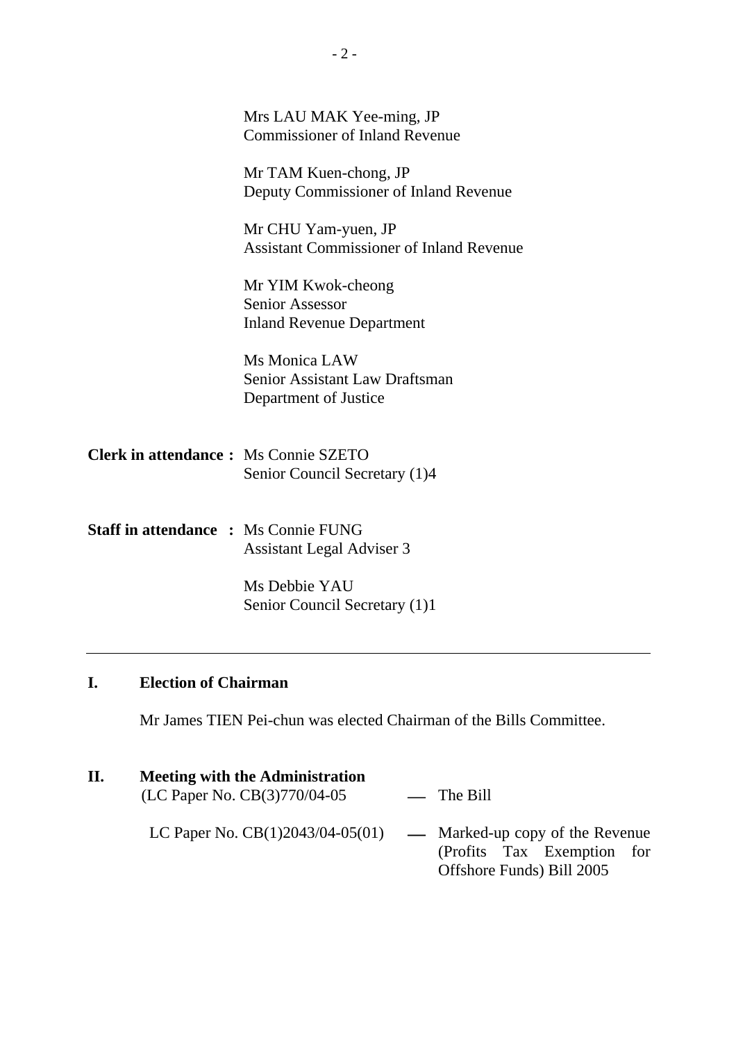Mrs LAU MAK Yee-ming, JP
Commissioner of Inland Revenue

Mr TAM Kuen-chong, JP
Deputy Commissioner of Inland Revenue

Mr CHU Yam-yuen, JP
Assistant Commissioner of Inland Revenue

Mr YIM Kwok-cheong
Senior Assessor
Inland Revenue Department

Ms Monica LAW
Senior Assistant Law Draftsman
Department of Justice

**Clerk in attendance :** Ms Connie SZETO
Senior Council Secretary (1)4

**Staff in attendance :** Ms Connie FUNG
Assistant Legal Adviser 3

Ms Debbie YAU
Senior Council Secretary (1)1

---

## I. Election of Chairman

Mr James TIEN Pei-chun was elected Chairman of the Bills Committee.

## II. Meeting with the Administration

(LC Paper No. CB(3)770/04-05 — The Bill

LC Paper No. CB(1)2043/04-05(01) — Marked-up copy of the Revenue (Profits Tax Exemption for Offshore Funds) Bill 2005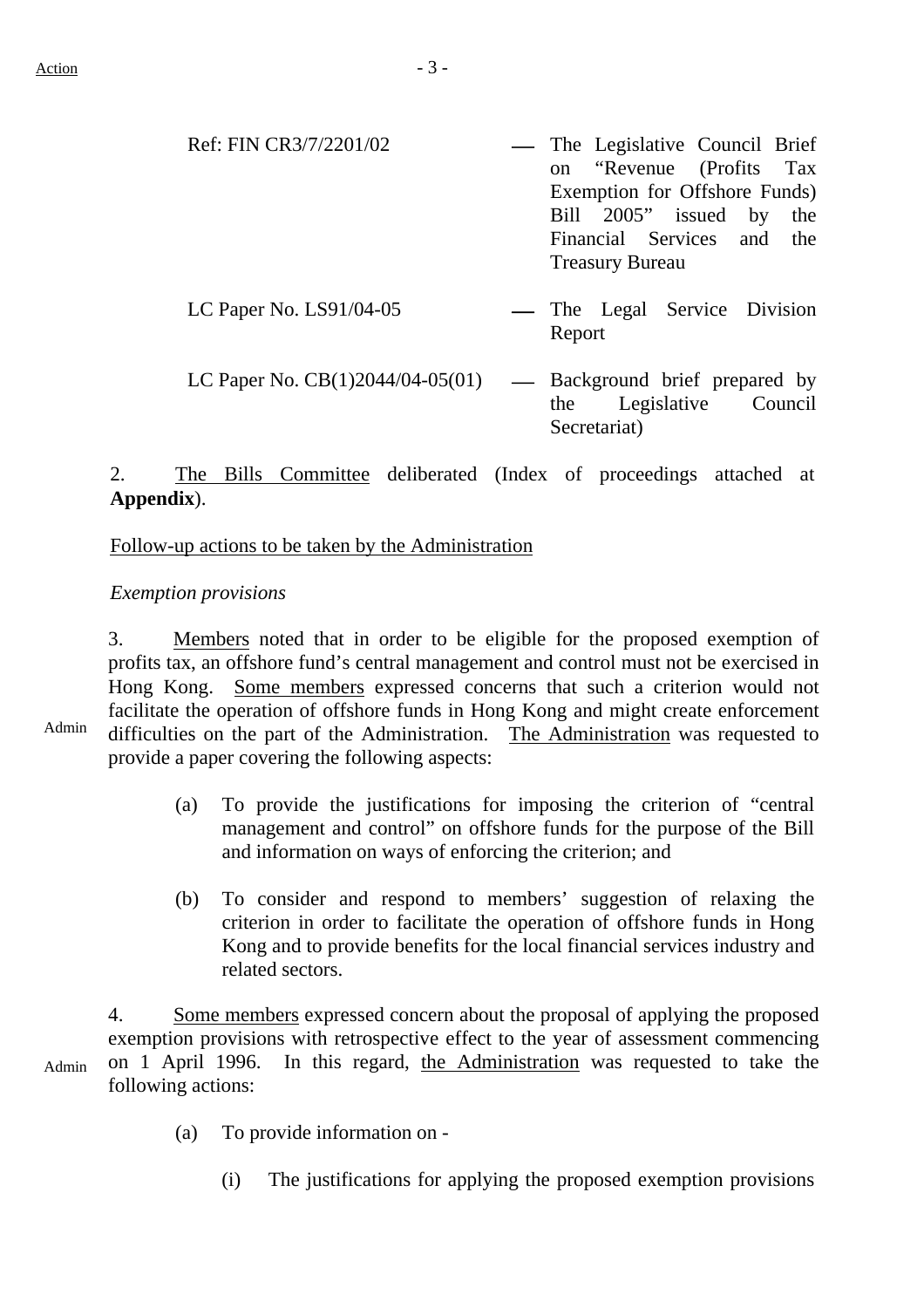Ref: FIN CR3/7/2201/02 — The Legislative Council Brief on "Revenue (Profits Tax Exemption for Offshore Funds) Bill 2005" issued by the Financial Services and the Treasury Bureau

LC Paper No. LS91/04-05 — The Legal Service Division Report

LC Paper No. CB(1)2044/04-05(01) — Background brief prepared by the Legislative Council Secretariat)

2. The Bills Committee deliberated (Index of proceedings attached at **Appendix**).

Follow-up actions to be taken by the Administration

*Exemption provisions*

3. Members noted that in order to be eligible for the proposed exemption of profits tax, an offshore fund's central management and control must not be exercised in Hong Kong. Some members expressed concerns that such a criterion would not facilitate the operation of offshore funds in Hong Kong and might create enforcement difficulties on the part of the Administration. The Administration was requested to provide a paper covering the following aspects: **[Action: Admin]**

(a) To provide the justifications for imposing the criterion of "central management and control" on offshore funds for the purpose of the Bill and information on ways of enforcing the criterion; and

(b) To consider and respond to members' suggestion of relaxing the criterion in order to facilitate the operation of offshore funds in Hong Kong and to provide benefits for the local financial services industry and related sectors.

4. Some members expressed concern about the proposal of applying the proposed exemption provisions with retrospective effect to the year of assessment commencing on 1 April 1996. In this regard, the Administration was requested to take the following actions: **[Action: Admin]**

(a) To provide information on -

(i) The justifications for applying the proposed exemption provisions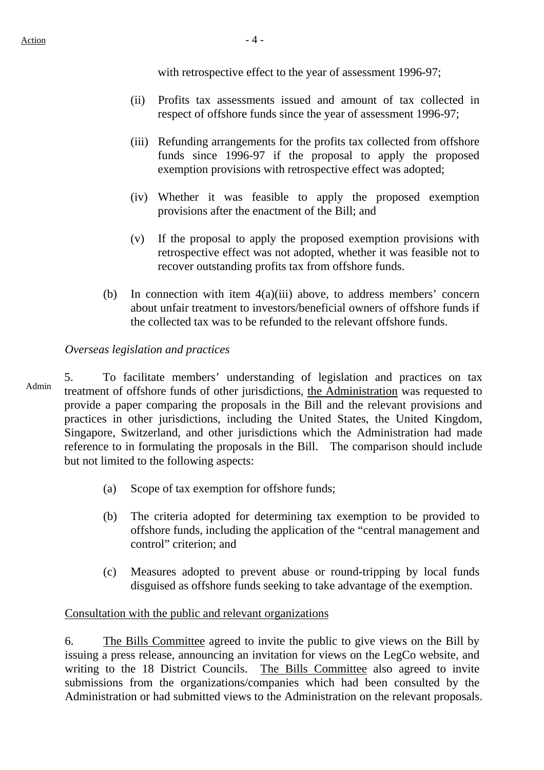with retrospective effect to the year of assessment 1996-97;

(ii) Profits tax assessments issued and amount of tax collected in respect of offshore funds since the year of assessment 1996-97;

(iii) Refunding arrangements for the profits tax collected from offshore funds since 1996-97 if the proposal to apply the proposed exemption provisions with retrospective effect was adopted;

(iv) Whether it was feasible to apply the proposed exemption provisions after the enactment of the Bill; and

(v) If the proposal to apply the proposed exemption provisions with retrospective effect was not adopted, whether it was feasible not to recover outstanding profits tax from offshore funds.

(b) In connection with item 4(a)(iii) above, to address members' concern about unfair treatment to investors/beneficial owners of offshore funds if the collected tax was to be refunded to the relevant offshore funds.

*Overseas legislation and practices*

Admin

5. To facilitate members' understanding of legislation and practices on tax treatment of offshore funds of other jurisdictions, the Administration was requested to provide a paper comparing the proposals in the Bill and the relevant provisions and practices in other jurisdictions, including the United States, the United Kingdom, Singapore, Switzerland, and other jurisdictions which the Administration had made reference to in formulating the proposals in the Bill. The comparison should include but not limited to the following aspects:

(a) Scope of tax exemption for offshore funds;

(b) The criteria adopted for determining tax exemption to be provided to offshore funds, including the application of the "central management and control" criterion; and

(c) Measures adopted to prevent abuse or round-tripping by local funds disguised as offshore funds seeking to take advantage of the exemption.

Consultation with the public and relevant organizations

6. The Bills Committee agreed to invite the public to give views on the Bill by issuing a press release, announcing an invitation for views on the LegCo website, and writing to the 18 District Councils. The Bills Committee also agreed to invite submissions from the organizations/companies which had been consulted by the Administration or had submitted views to the Administration on the relevant proposals.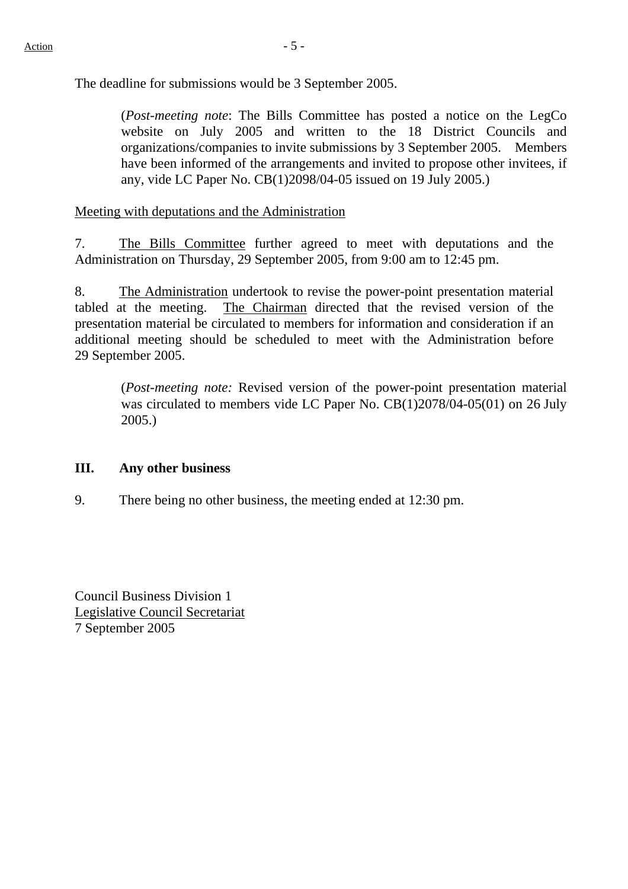The deadline for submissions would be 3 September 2005.

> (*Post-meeting note*: The Bills Committee has posted a notice on the LegCo website on July 2005 and written to the 18 District Councils and organizations/companies to invite submissions by 3 September 2005. Members have been informed of the arrangements and invited to propose other invitees, if any, vide LC Paper No. CB(1)2098/04-05 issued on 19 July 2005.)

Meeting with deputations and the Administration

7. The Bills Committee further agreed to meet with deputations and the Administration on Thursday, 29 September 2005, from 9:00 am to 12:45 pm.

8. The Administration undertook to revise the power-point presentation material tabled at the meeting. The Chairman directed that the revised version of the presentation material be circulated to members for information and consideration if an additional meeting should be scheduled to meet with the Administration before 29 September 2005.

> (*Post-meeting note:* Revised version of the power-point presentation material was circulated to members vide LC Paper No. CB(1)2078/04-05(01) on 26 July 2005.)

## III. Any other business

9. There being no other business, the meeting ended at 12:30 pm.

Council Business Division 1
Legislative Council Secretariat
7 September 2005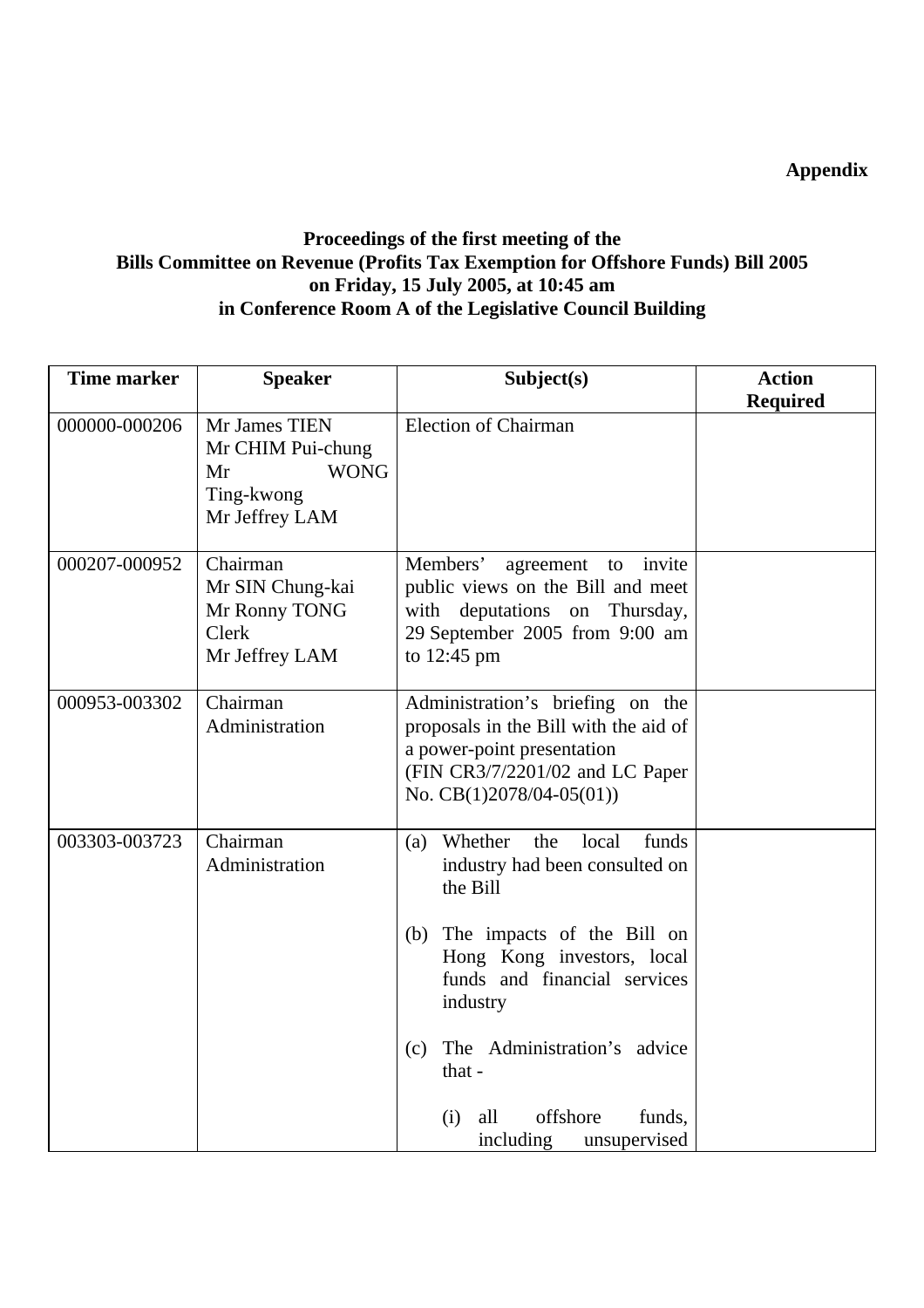**Appendix**

**Proceedings of the first meeting of the Bills Committee on Revenue (Profits Tax Exemption for Offshore Funds) Bill 2005 on Friday, 15 July 2005, at 10:45 am in Conference Room A of the Legislative Council Building**

| Time marker | Speaker | Subject(s) | Action Required |
|---|---|---|---|
| 000000-000206 | Mr James TIEN<br>Mr CHIM Pui-chung<br>Mr WONG Ting-kwong<br>Mr Jeffrey LAM | Election of Chairman | |
| 000207-000952 | Chairman<br>Mr SIN Chung-kai<br>Mr Ronny TONG<br>Clerk<br>Mr Jeffrey LAM | Members' agreement to invite public views on the Bill and meet with deputations on Thursday, 29 September 2005 from 9:00 am to 12:45 pm | |
| 000953-003302 | Chairman<br>Administration | Administration's briefing on the proposals in the Bill with the aid of a power-point presentation (FIN CR3/7/2201/02 and LC Paper No. CB(1)2078/04-05(01)) | |
| 003303-003723 | Chairman<br>Administration | (a) Whether the local funds industry had been consulted on the Bill<br><br>(b) The impacts of the Bill on Hong Kong investors, local funds and financial services industry<br><br>(c) The Administration's advice that -<br><br>(i) all offshore funds, including unsupervised | |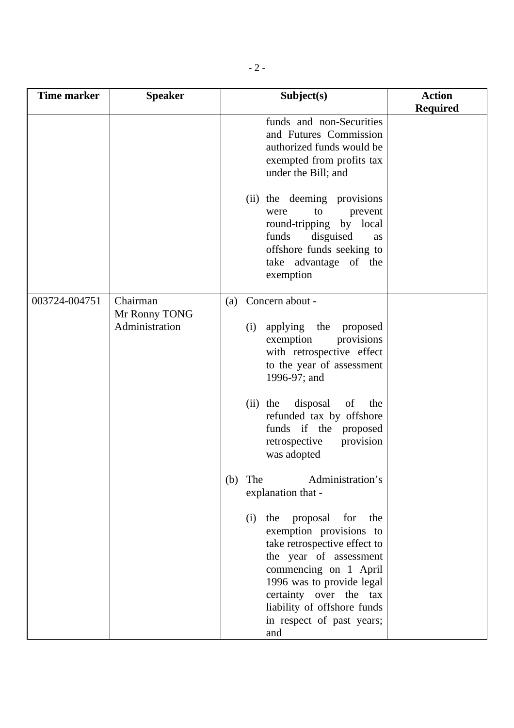| Time marker | Speaker | Subject(s) | Action Required |
|---|---|---|---|
| | | funds and non-Securities and Futures Commission authorized funds would be exempted from profits tax under the Bill; and<br><br>(ii) the deeming provisions were to prevent round-tripping by local funds disguised as offshore funds seeking to take advantage of the exemption | |
| 003724-004751 | Chairman<br>Mr Ronny TONG<br>Administration | (a) Concern about -<br><br>(i) applying the proposed exemption provisions with retrospective effect to the year of assessment 1996-97; and<br><br>(ii) the disposal of the refunded tax by offshore funds if the proposed retrospective provision was adopted<br><br>(b) The Administration's explanation that -<br><br>(i) the proposal for the exemption provisions to take retrospective effect to the year of assessment commencing on 1 April 1996 was to provide legal certainty over the tax liability of offshore funds in respect of past years; and | |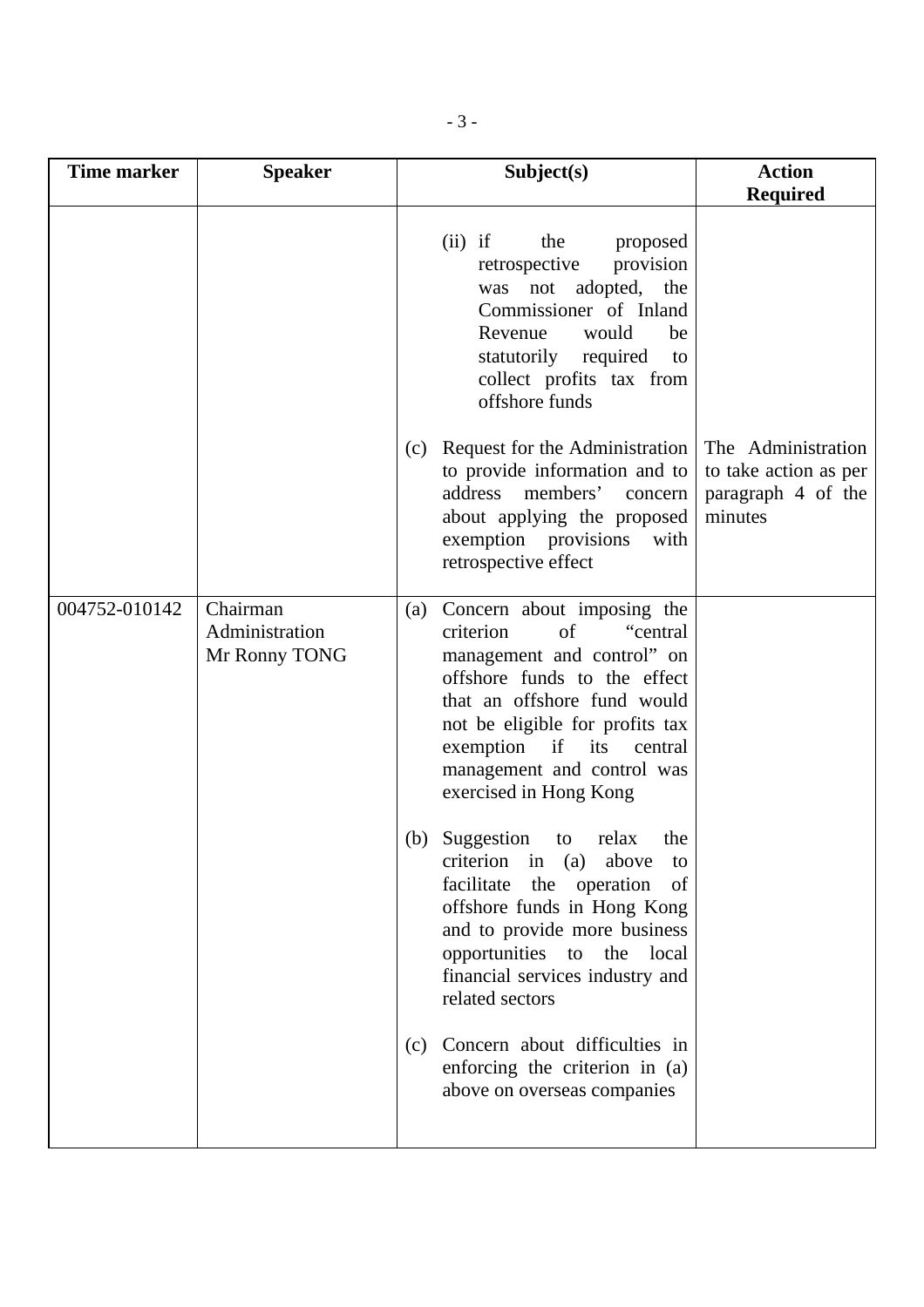| Time marker | Speaker | Subject(s) | Action Required |
|---|---|---|---|
| | | (ii) if the proposed retrospective provision was not adopted, the Commissioner of Inland Revenue would be statutorily required to collect profits tax from offshore funds<br><br>(c) Request for the Administration to provide information and to address members' concern about applying the proposed exemption provisions with retrospective effect | The Administration to take action as per paragraph 4 of the minutes |
| 004752-010142 | Chairman<br>Administration<br>Mr Ronny TONG | (a) Concern about imposing the criterion of "central management and control" on offshore funds to the effect that an offshore fund would not be eligible for profits tax exemption if its central management and control was exercised in Hong Kong<br><br>(b) Suggestion to relax the criterion in (a) above to facilitate the operation of offshore funds in Hong Kong and to provide more business opportunities to the local financial services industry and related sectors<br><br>(c) Concern about difficulties in enforcing the criterion in (a) above on overseas companies | |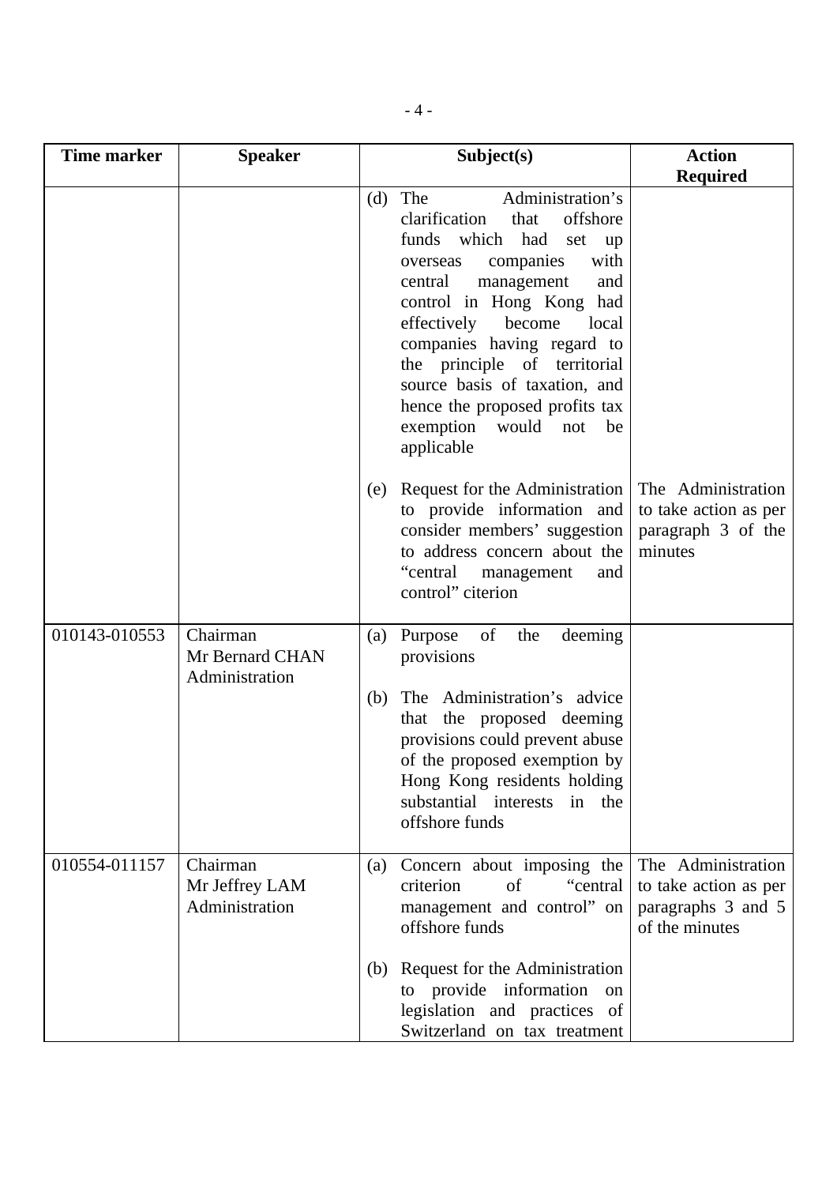| Time marker | Speaker | Subject(s) | Action Required |
|---|---|---|---|
| | | (d) The Administration's clarification that offshore funds which had set up overseas companies with central management and control in Hong Kong had effectively become local companies having regard to the principle of territorial source basis of taxation, and hence the proposed profits tax exemption would not be applicable | |
| | | (e) Request for the Administration to provide information and consider members' suggestion to address concern about the "central management and control" citerion | The Administration to take action as per paragraph 3 of the minutes |
| 010143-010553 | Chairman<br>Mr Bernard CHAN<br>Administration | (a) Purpose of the deeming provisions<br><br>(b) The Administration's advice that the proposed deeming provisions could prevent abuse of the proposed exemption by Hong Kong residents holding substantial interests in the offshore funds | |
| 010554-011157 | Chairman<br>Mr Jeffrey LAM<br>Administration | (a) Concern about imposing the criterion of "central management and control" on offshore funds<br><br>(b) Request for the Administration to provide information on legislation and practices of Switzerland on tax treatment | The Administration to take action as per paragraphs 3 and 5 of the minutes |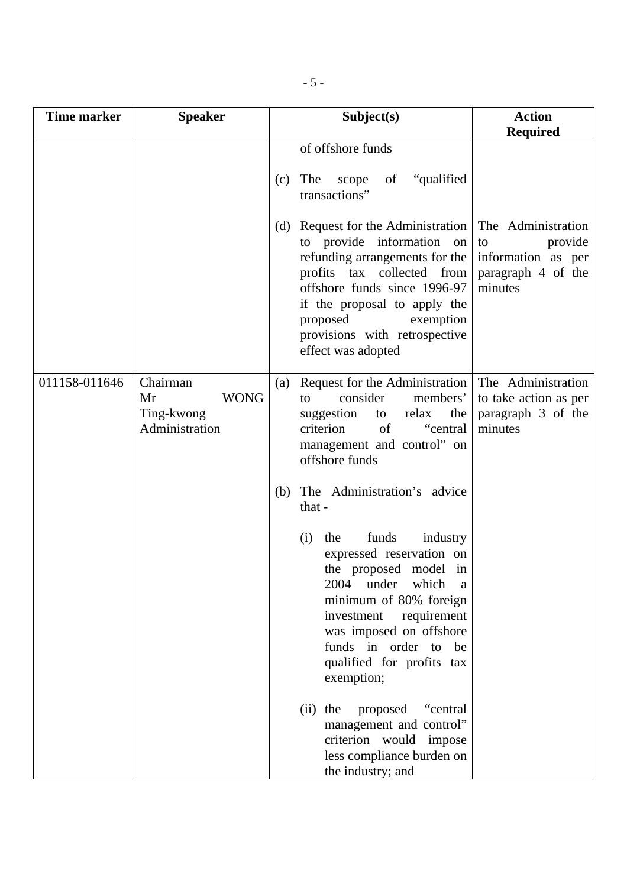| Time marker | Speaker | Subject(s) | Action Required |
|---|---|---|---|
| | | of offshore funds<br><br>(c) The scope of "qualified transactions"<br><br>(d) Request for the Administration to provide information on refunding arrangements for the profits tax collected from offshore funds since 1996-97 if the proposal to apply the proposed exemption provisions with retrospective effect was adopted | The Administration to provide information as per paragraph 4 of the minutes |
| 011158-011646 | Chairman<br>Mr WONG Ting-kwong<br>Administration | (a) Request for the Administration to consider members' suggestion to relax the criterion of "central management and control" on offshore funds<br><br>(b) The Administration's advice that -<br><br>(i) the funds industry expressed reservation on the proposed model in 2004 under which a minimum of 80% foreign investment requirement was imposed on offshore funds in order to be qualified for profits tax exemption;<br><br>(ii) the proposed "central management and control" criterion would impose less compliance burden on the industry; and | The Administration to take action as per paragraph 3 of the minutes |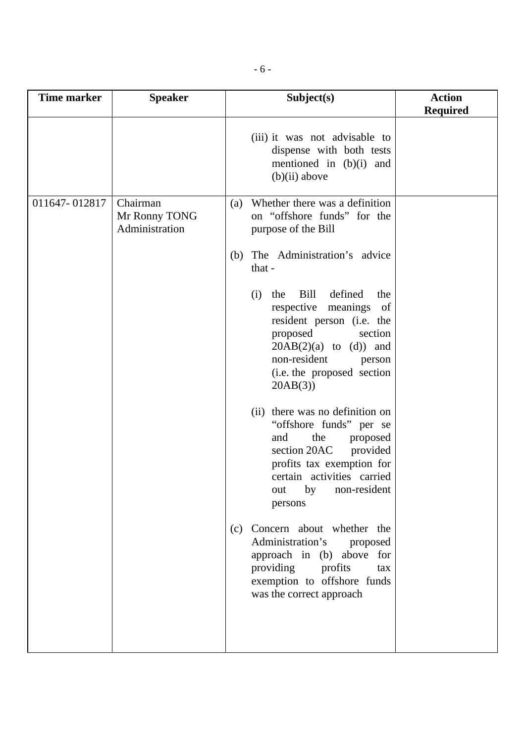| Time marker | Speaker | Subject(s) | Action Required |
|---|---|---|---|
| | | (iii) it was not advisable to dispense with both tests mentioned in (b)(i) and (b)(ii) above | |
| 011647- 012817 | Chairman<br>Mr Ronny TONG<br>Administration | (a) Whether there was a definition on "offshore funds" for the purpose of the Bill<br><br>(b) The Administration's advice that -<br><br>(i) the Bill defined the respective meanings of resident person (i.e. the proposed section 20AB(2)(a) to (d)) and non-resident person (i.e. the proposed section 20AB(3))<br><br>(ii) there was no definition on "offshore funds" per se and the proposed section 20AC provided profits tax exemption for certain activities carried out by non-resident persons<br><br>(c) Concern about whether the Administration's proposed approach in (b) above for providing profits tax exemption to offshore funds was the correct approach | |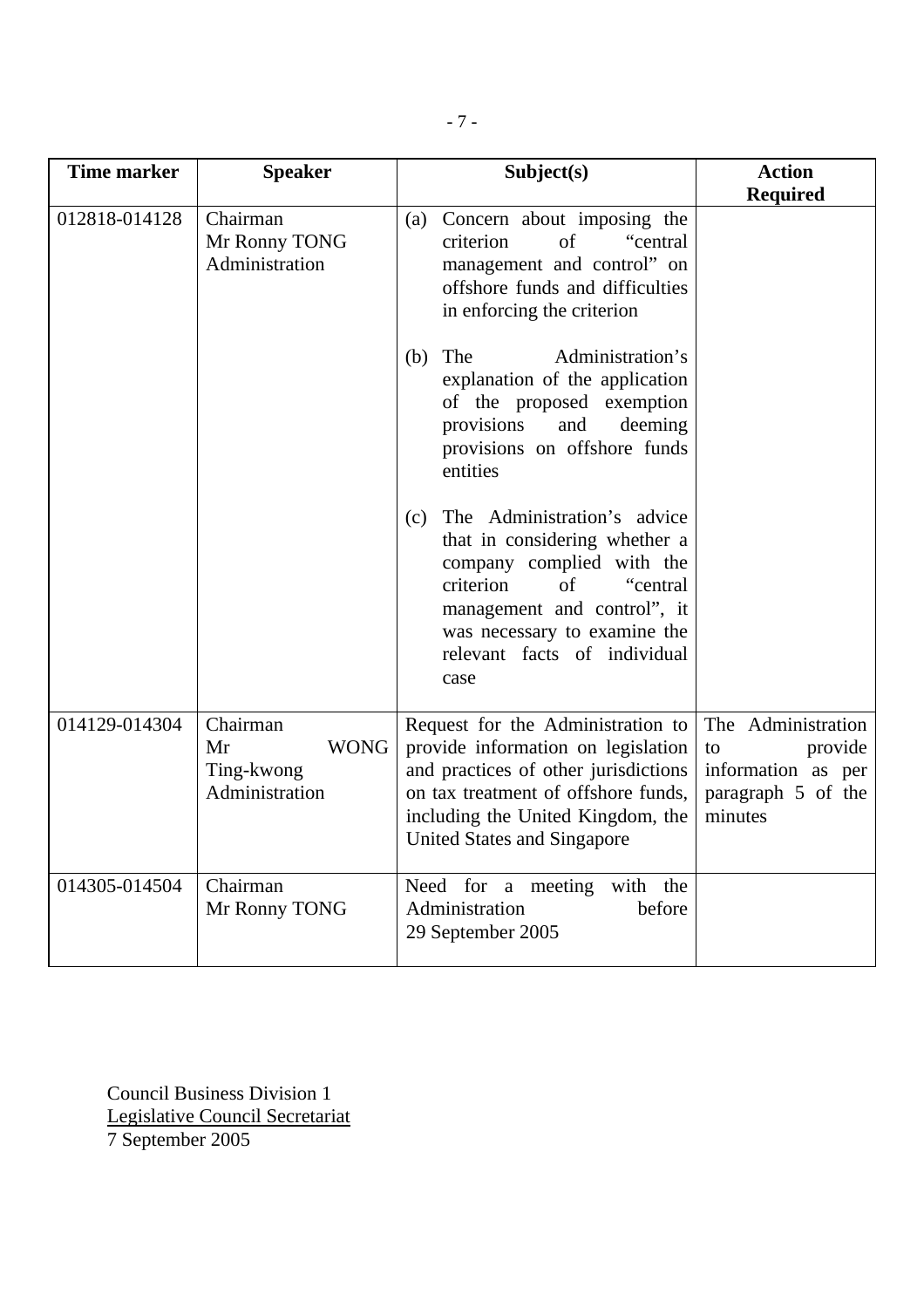| Time marker | Speaker | Subject(s) | Action Required |
| --- | --- | --- | --- |
| 012818-014128 | Chairman<br>Mr Ronny TONG<br>Administration | (a) Concern about imposing the criterion of "central management and control" on offshore funds and difficulties in enforcing the criterion<br><br>(b) The Administration's explanation of the application of the proposed exemption provisions and deeming provisions on offshore funds entities<br><br>(c) The Administration's advice that in considering whether a company complied with the criterion of "central management and control", it was necessary to examine the relevant facts of individual case | |
| 014129-014304 | Chairman<br>Mr WONG Ting-kwong<br>Administration | Request for the Administration to provide information on legislation and practices of other jurisdictions on tax treatment of offshore funds, including the United Kingdom, the United States and Singapore | The Administration to provide information as per paragraph 5 of the minutes |
| 014305-014504 | Chairman<br>Mr Ronny TONG | Need for a meeting with the Administration before 29 September 2005 | |

Council Business Division 1
Legislative Council Secretariat
7 September 2005